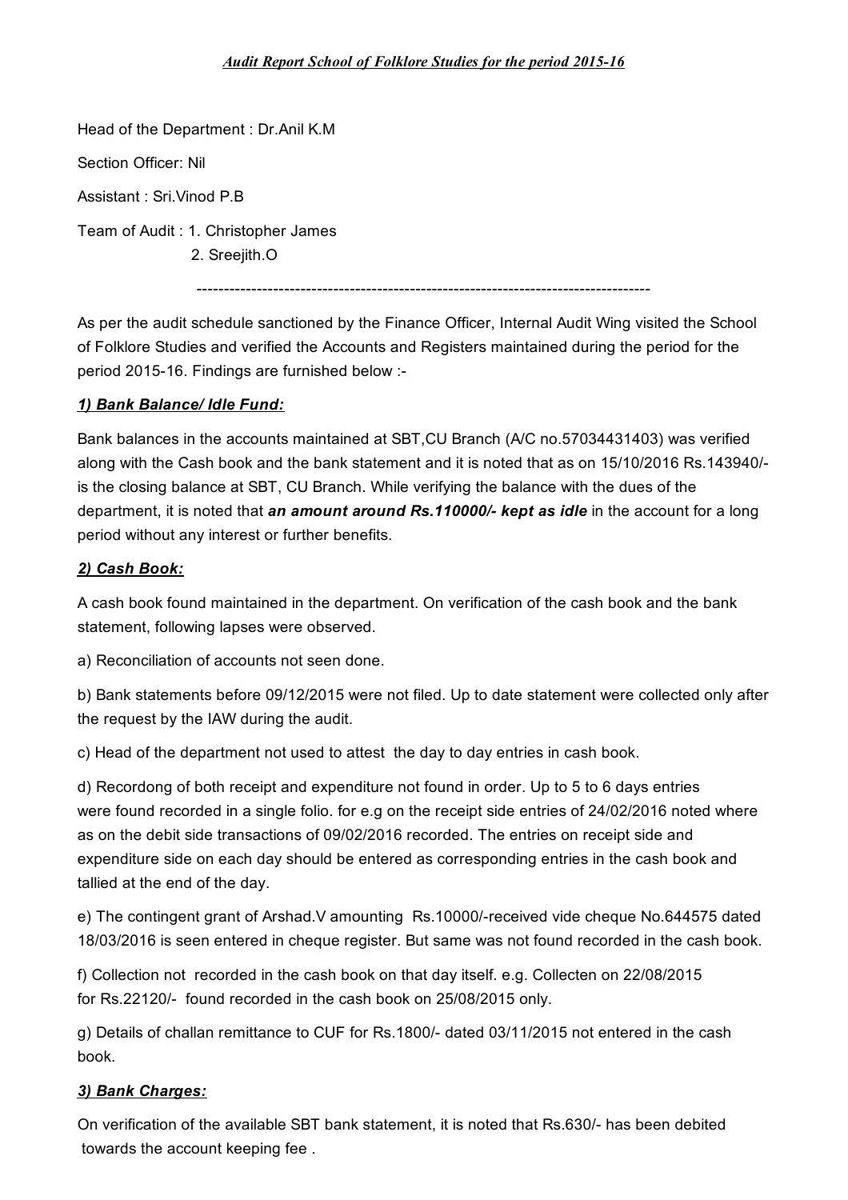# *Audit Report School of Folklore Studies for the period 2015-16*

Head of the Department : Dr.Anil K.M

Section Officer: Nil

Assistant : Sri.Vinod P.B

Team of Audit : 1. Christopher James
2. Sreejith.O

---

As per the audit schedule sanctioned by the Finance Officer, Internal Audit Wing visited the School of Folklore Studies and verified the Accounts and Registers maintained during the period for the period 2015-16. Findings are furnished below :-

### *1) Bank Balance/ Idle Fund:*

Bank balances in the accounts maintained at SBT,CU Branch (A/C no.57034431403) was verified along with the Cash book and the bank statement and it is noted that as on 15/10/2016 Rs.143940/- is the closing balance at SBT, CU Branch. While verifying the balance with the dues of the department, it is noted that ***an amount around Rs.110000/- kept as idle*** in the account for a long period without any interest or further benefits.

### *2) Cash Book:*

A cash book found maintained in the department. On verification of the cash book and the bank statement, following lapses were observed.

a) Reconciliation of accounts not seen done.

b) Bank statements before 09/12/2015 were not filed. Up to date statement were collected only after the request by the IAW during the audit.

c) Head of the department not used to attest the day to day entries in cash book.

d) Recordong of both receipt and expenditure not found in order. Up to 5 to 6 days entries were found recorded in a single folio. for e.g on the receipt side entries of 24/02/2016 noted where as on the debit side transactions of 09/02/2016 recorded. The entries on receipt side and expenditure side on each day should be entered as corresponding entries in the cash book and tallied at the end of the day.

e) The contingent grant of Arshad.V amounting Rs.10000/-received vide cheque No.644575 dated 18/03/2016 is seen entered in cheque register. But same was not found recorded in the cash book.

f) Collection not recorded in the cash book on that day itself. e.g. Collecten on 22/08/2015 for Rs.22120/- found recorded in the cash book on 25/08/2015 only.

g) Details of challan remittance to CUF for Rs.1800/- dated 03/11/2015 not entered in the cash book.

### *3) Bank Charges:*

On verification of the available SBT bank statement, it is noted that Rs.630/- has been debited towards the account keeping fee .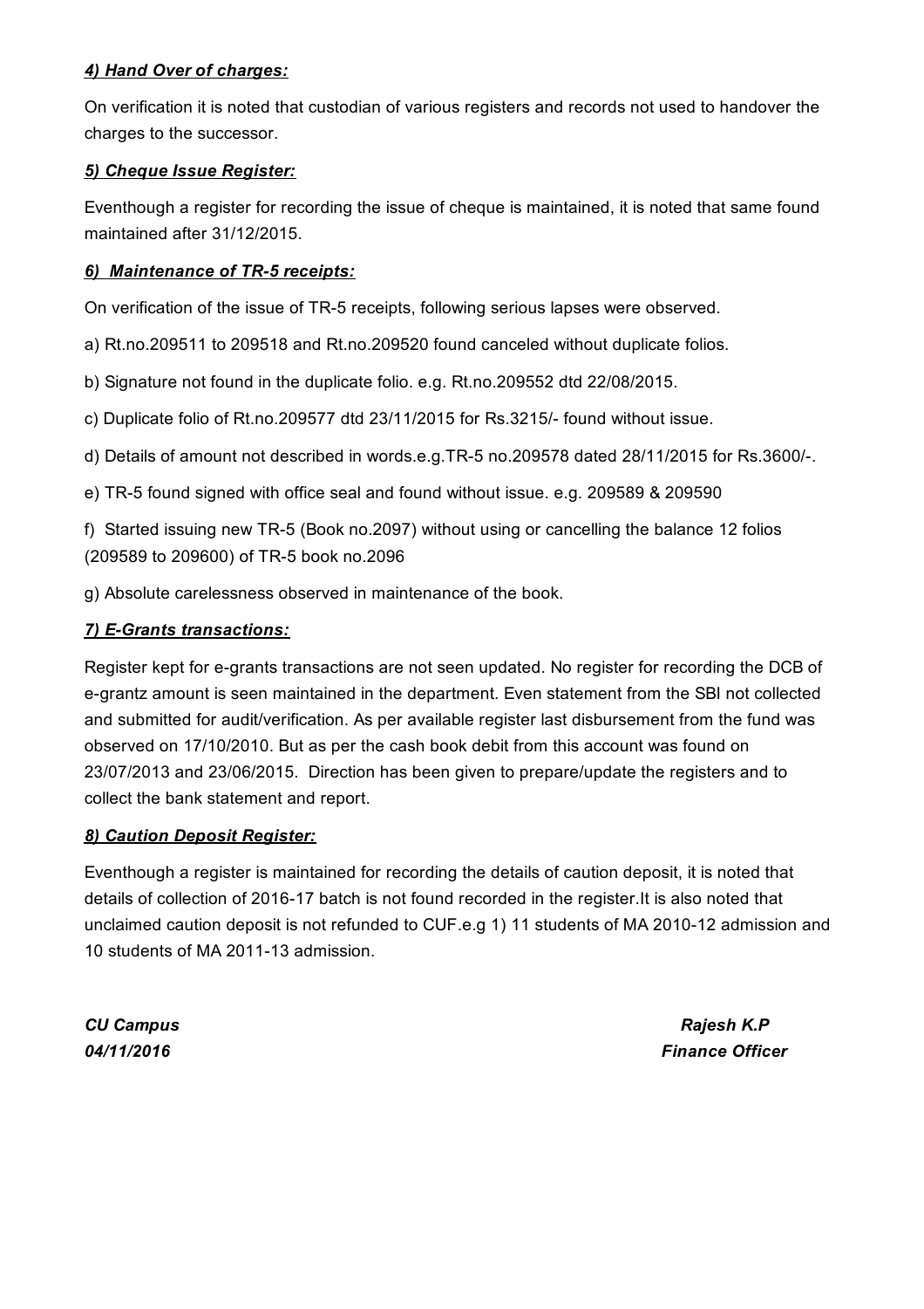### *4) Hand Over of charges:*

On verification it is noted that custodian of various registers and records not used to handover the charges to the successor.

### *5) Cheque Issue Register:*

Eventhough a register for recording the issue of cheque is maintained, it is noted that same found maintained after 31/12/2015.

### *6) Maintenance of TR-5 receipts:*

On verification of the issue of TR-5 receipts, following serious lapses were observed.

a) Rt.no.209511 to 209518 and Rt.no.209520 found canceled without duplicate folios.

b) Signature not found in the duplicate folio. e.g. Rt.no.209552 dtd 22/08/2015.

c) Duplicate folio of Rt.no.209577 dtd 23/11/2015 for Rs.3215/- found without issue.

d) Details of amount not described in words.e.g.TR-5 no.209578 dated 28/11/2015 for Rs.3600/-.

e) TR-5 found signed with office seal and found without issue. e.g. 209589 & 209590

f) Started issuing new TR-5 (Book no.2097) without using or cancelling the balance 12 folios (209589 to 209600) of TR-5 book no.2096

g) Absolute carelessness observed in maintenance of the book.

### *7) E-Grants transactions:*

Register kept for e-grants transactions are not seen updated. No register for recording the DCB of e-grantz amount is seen maintained in the department. Even statement from the SBI not collected and submitted for audit/verification. As per available register last disbursement from the fund was observed on 17/10/2010. But as per the cash book debit from this account was found on 23/07/2013 and 23/06/2015. Direction has been given to prepare/update the registers and to collect the bank statement and report.

### *8) Caution Deposit Register:*

Eventhough a register is maintained for recording the details of caution deposit, it is noted that details of collection of 2016-17 batch is not found recorded in the register.It is also noted that unclaimed caution deposit is not refunded to CUF.e.g 1) 11 students of MA 2010-12 admission and 10 students of MA 2011-13 admission.

***CU Campus***
***04/11/2016***

***Rajesh K.P***
***Finance Officer***